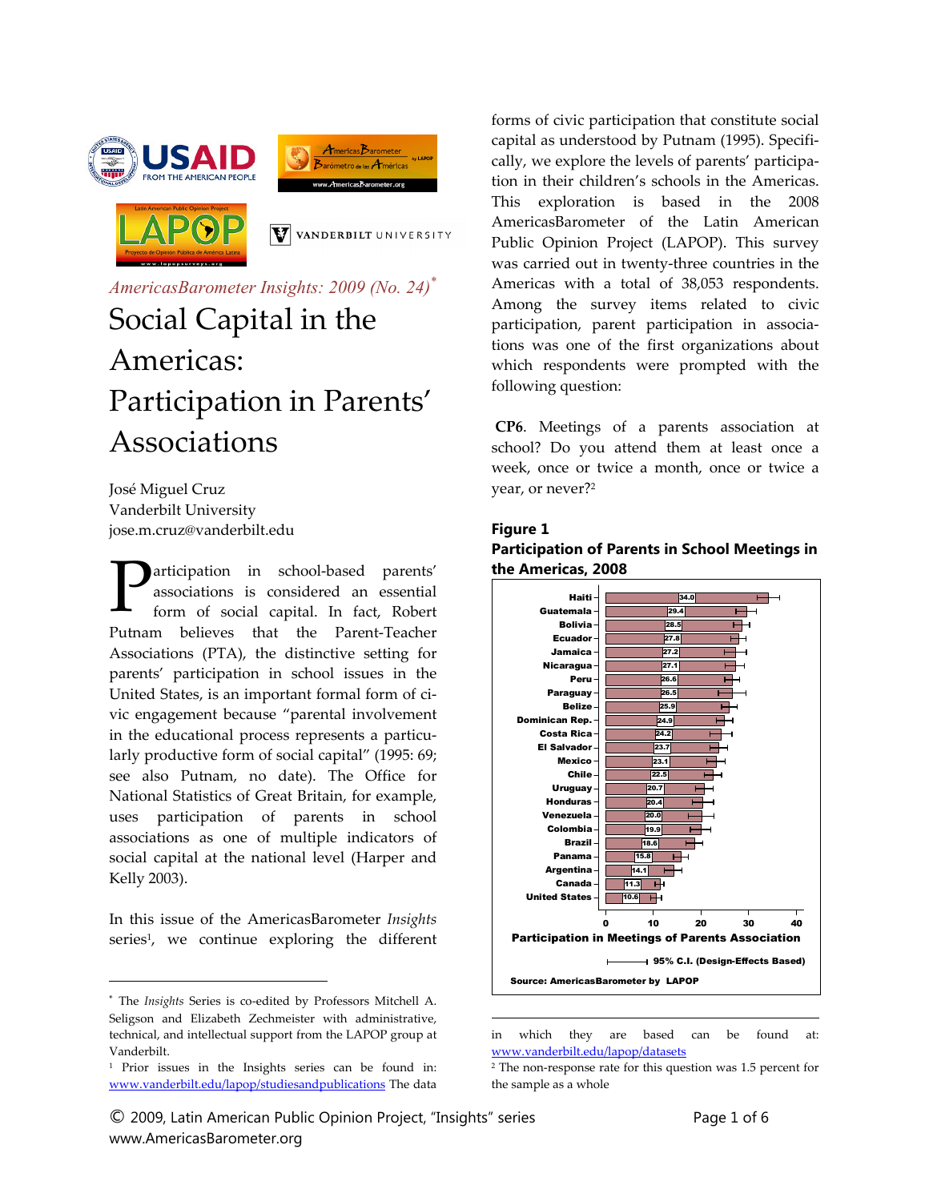*AmericasBarometer Insights: 2009 (No. 24)*[*]

# Social Capital in the Americas: Participation in Parents' Associations

José Miguel Cruz
Vanderbilt University
jose.m.cruz@vanderbilt.edu

Participation in school-based parents' associations is considered an essential form of social capital. In fact, Robert Putnam believes that the Parent-Teacher Associations (PTA), the distinctive setting for parents' participation in school issues in the United States, is an important formal form of civic engagement because "parental involvement in the educational process represents a particularly productive form of social capital" (1995: 69; see also Putnam, no date). The Office for National Statistics of Great Britain, for example, uses participation of parents in school associations as one of multiple indicators of social capital at the national level (Harper and Kelly 2003).

In this issue of the AmericasBarometer *Insights* series[1], we continue exploring the different forms of civic participation that constitute social capital as understood by Putnam (1995). Specifically, we explore the levels of parents' participation in their children's schools in the Americas. This exploration is based in the 2008 AmericasBarometer of the Latin American Public Opinion Project (LAPOP). This survey was carried out in twenty-three countries in the Americas with a total of 38,053 respondents. Among the survey items related to civic participation, parent participation in associations was one of the first organizations about which respondents were prompted with the following question:

**CP6**. Meetings of a parents association at school? Do you attend them at least once a week, once or twice a month, once or twice a year, or never?[2]

**Figure 1**
**Participation of Parents in School Meetings in the Americas, 2008**

| Country | Participation in Meetings of Parents Association |
|---|---|
| Haiti | 34.0 |
| Guatemala | 29.4 |
| Bolivia | 28.5 |
| Ecuador | 27.8 |
| Jamaica | 27.2 |
| Nicaragua | 27.1 |
| Peru | 26.6 |
| Paraguay | 26.5 |
| Belize | 25.9 |
| Dominican Rep. | 24.9 |
| Costa Rica | 24.2 |
| El Salvador | 23.7 |
| Mexico | 23.1 |
| Chile | 22.5 |
| Uruguay | 20.7 |
| Honduras | 20.4 |
| Venezuela | 20.0 |
| Colombia | 19.9 |
| Brazil | 18.6 |
| Panama | 15.8 |
| Argentina | 14.1 |
| Canada | 11.3 |
| United States | 10.6 |

95% C.I. (Design-Effects Based)

Source: AmericasBarometer by LAPOP

---

[*] The *Insights* Series is co-edited by Professors Mitchell A. Seligson and Elizabeth Zechmeister with administrative, technical, and intellectual support from the LAPOP group at Vanderbilt.

[1] Prior issues in the Insights series can be found in: www.vanderbilt.edu/lapop/studiesandpublications The data in which they are based can be found at: www.vanderbilt.edu/lapop/datasets

[2] The non-response rate for this question was 1.5 percent for the sample as a whole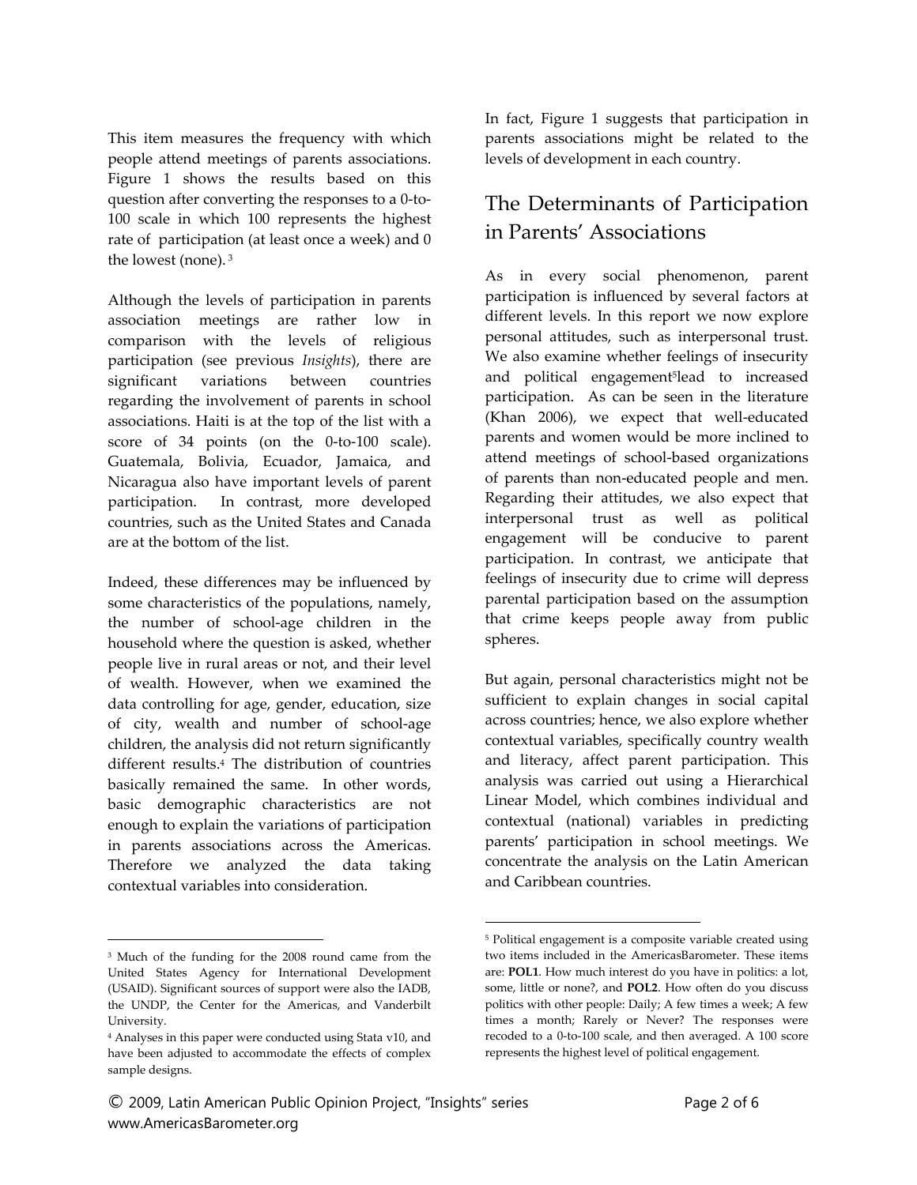This item measures the frequency with which people attend meetings of parents associations. Figure 1 shows the results based on this question after converting the responses to a 0-to-100 scale in which 100 represents the highest rate of participation (at least once a week) and 0 the lowest (none).[3]

Although the levels of participation in parents association meetings are rather low in comparison with the levels of religious participation (see previous *Insights*), there are significant variations between countries regarding the involvement of parents in school associations. Haiti is at the top of the list with a score of 34 points (on the 0-to-100 scale). Guatemala, Bolivia, Ecuador, Jamaica, and Nicaragua also have important levels of parent participation. In contrast, more developed countries, such as the United States and Canada are at the bottom of the list.

Indeed, these differences may be influenced by some characteristics of the populations, namely, the number of school-age children in the household where the question is asked, whether people live in rural areas or not, and their level of wealth. However, when we examined the data controlling for age, gender, education, size of city, wealth and number of school-age children, the analysis did not return significantly different results.[4] The distribution of countries basically remained the same. In other words, basic demographic characteristics are not enough to explain the variations of participation in parents associations across the Americas. Therefore we analyzed the data taking contextual variables into consideration.

In fact, Figure 1 suggests that participation in parents associations might be related to the levels of development in each country.

## The Determinants of Participation in Parents' Associations

As in every social phenomenon, parent participation is influenced by several factors at different levels. In this report we now explore personal attitudes, such as interpersonal trust. We also examine whether feelings of insecurity and political engagement[5] lead to increased participation. As can be seen in the literature (Khan 2006), we expect that well-educated parents and women would be more inclined to attend meetings of school-based organizations of parents than non-educated people and men. Regarding their attitudes, we also expect that interpersonal trust as well as political engagement will be conducive to parent participation. In contrast, we anticipate that feelings of insecurity due to crime will depress parental participation based on the assumption that crime keeps people away from public spheres.

But again, personal characteristics might not be sufficient to explain changes in social capital across countries; hence, we also explore whether contextual variables, specifically country wealth and literacy, affect parent participation. This analysis was carried out using a Hierarchical Linear Model, which combines individual and contextual (national) variables in predicting parents' participation in school meetings. We concentrate the analysis on the Latin American and Caribbean countries.

---

[3] Much of the funding for the 2008 round came from the United States Agency for International Development (USAID). Significant sources of support were also the IADB, the UNDP, the Center for the Americas, and Vanderbilt University.

[4] Analyses in this paper were conducted using Stata v10, and have been adjusted to accommodate the effects of complex sample designs.

[5] Political engagement is a composite variable created using two items included in the AmericasBarometer. These items are: **POL1**. How much interest do you have in politics: a lot, some, little or none?, and **POL2**. How often do you discuss politics with other people: Daily; A few times a week; A few times a month; Rarely or Never? The responses were recoded to a 0-to-100 scale, and then averaged. A 100 score represents the highest level of political engagement.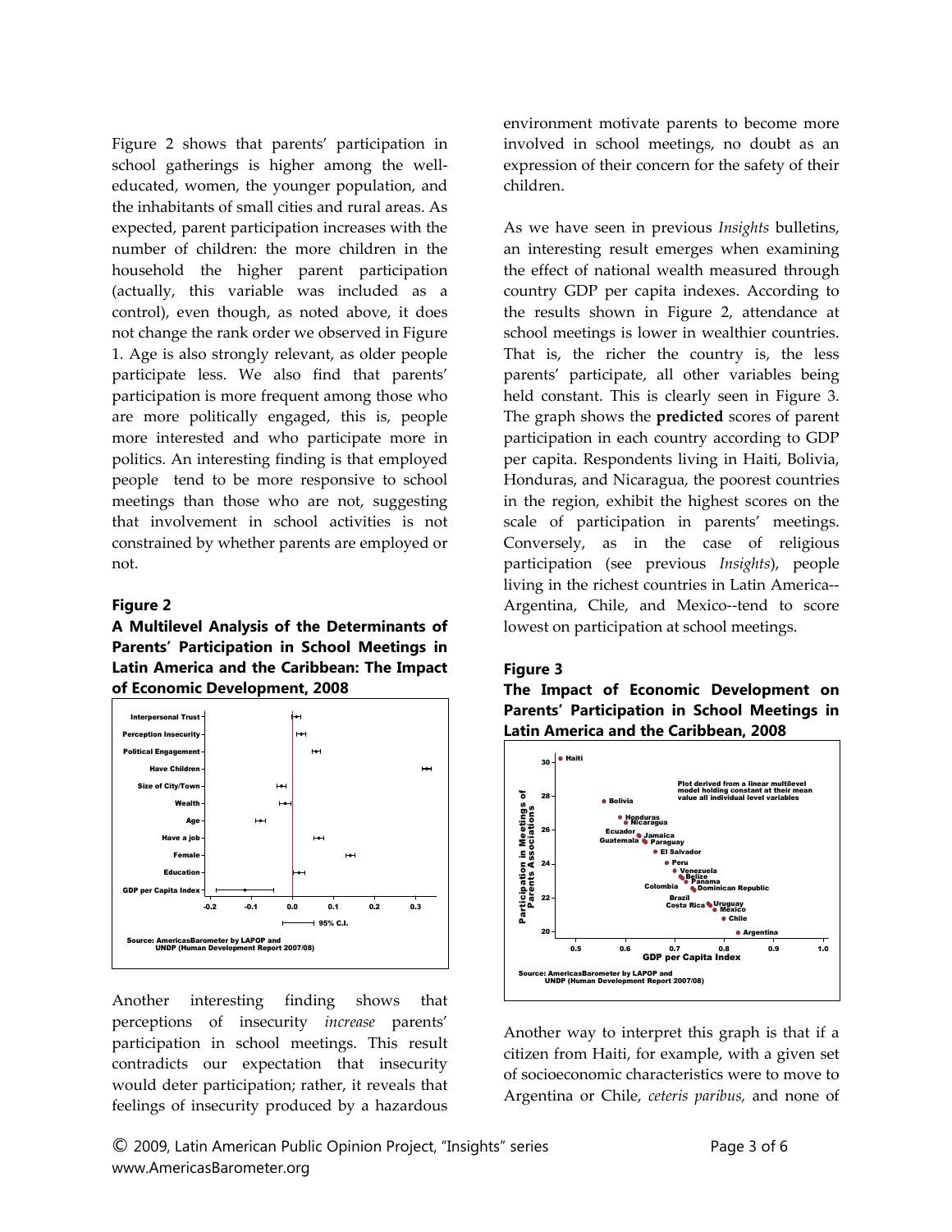Figure 2 shows that parents' participation in school gatherings is higher among the well-educated, women, the younger population, and the inhabitants of small cities and rural areas. As expected, parent participation increases with the number of children: the more children in the household the higher parent participation (actually, this variable was included as a control), even though, as noted above, it does not change the rank order we observed in Figure 1. Age is also strongly relevant, as older people participate less. We also find that parents' participation is more frequent among those who are more politically engaged, this is, people more interested and who participate more in politics. An interesting finding is that employed people tend to be more responsive to school meetings than those who are not, suggesting that involvement in school activities is not constrained by whether parents are employed or not.

**Figure 2**

**A Multilevel Analysis of the Determinants of Parents' Participation in School Meetings in Latin America and the Caribbean: The Impact of Economic Development, 2008**

Source: AmericasBarometer by LAPOP and UNDP (Human Development Report 2007/08)

Another interesting finding shows that perceptions of insecurity *increase* parents' participation in school meetings. This result contradicts our expectation that insecurity would deter participation; rather, it reveals that feelings of insecurity produced by a hazardous environment motivate parents to become more involved in school meetings, no doubt as an expression of their concern for the safety of their children.

As we have seen in previous *Insights* bulletins, an interesting result emerges when examining the effect of national wealth measured through country GDP per capita indexes. According to the results shown in Figure 2, attendance at school meetings is lower in wealthier countries. That is, the richer the country is, the less parents' participate, all other variables being held constant. This is clearly seen in Figure 3. The graph shows the **predicted** scores of parent participation in each country according to GDP per capita. Respondents living in Haiti, Bolivia, Honduras, and Nicaragua, the poorest countries in the region, exhibit the highest scores on the scale of participation in parents' meetings. Conversely, as in the case of religious participation (see previous *Insights*), people living in the richest countries in Latin America--Argentina, Chile, and Mexico--tend to score lowest on participation at school meetings.

**Figure 3**

**The Impact of Economic Development on Parents' Participation in School Meetings in Latin America and the Caribbean, 2008**

Plot derived from a linear multilevel model holding constant at their mean value all individual level variables

Source: AmericasBarometer by LAPOP and UNDP (Human Development Report 2007/08)

Another way to interpret this graph is that if a citizen from Haiti, for example, with a given set of socioeconomic characteristics were to move to Argentina or Chile, *ceteris paribus,* and none of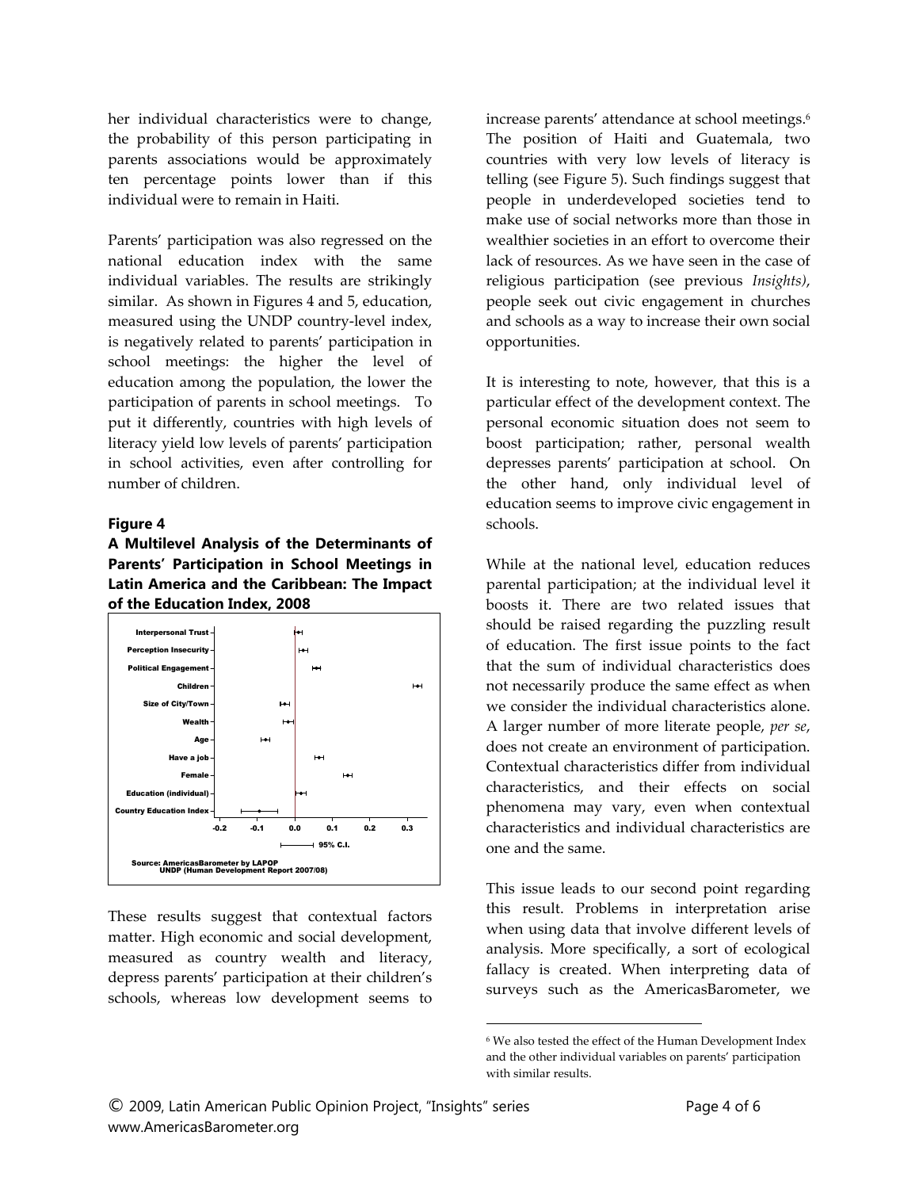her individual characteristics were to change, the probability of this person participating in parents associations would be approximately ten percentage points lower than if this individual were to remain in Haiti.

Parents' participation was also regressed on the national education index with the same individual variables. The results are strikingly similar. As shown in Figures 4 and 5, education, measured using the UNDP country-level index, is negatively related to parents' participation in school meetings: the higher the level of education among the population, the lower the participation of parents in school meetings. To put it differently, countries with high levels of literacy yield low levels of parents' participation in school activities, even after controlling for number of children.

**Figure 4**

**A Multilevel Analysis of the Determinants of Parents' Participation in School Meetings in Latin America and the Caribbean: The Impact of the Education Index, 2008**

Source: AmericasBarometer by LAPOP
UNDP (Human Development Report 2007/08)

These results suggest that contextual factors matter. High economic and social development, measured as country wealth and literacy, depress parents' participation at their children's schools, whereas low development seems to increase parents' attendance at school meetings.[6] The position of Haiti and Guatemala, two countries with very low levels of literacy is telling (see Figure 5). Such findings suggest that people in underdeveloped societies tend to make use of social networks more than those in wealthier societies in an effort to overcome their lack of resources. As we have seen in the case of religious participation (see previous *Insights)*, people seek out civic engagement in churches and schools as a way to increase their own social opportunities.

It is interesting to note, however, that this is a particular effect of the development context. The personal economic situation does not seem to boost participation; rather, personal wealth depresses parents' participation at school. On the other hand, only individual level of education seems to improve civic engagement in schools.

While at the national level, education reduces parental participation; at the individual level it boosts it. There are two related issues that should be raised regarding the puzzling result of education. The first issue points to the fact that the sum of individual characteristics does not necessarily produce the same effect as when we consider the individual characteristics alone. A larger number of more literate people, *per se*, does not create an environment of participation. Contextual characteristics differ from individual characteristics, and their effects on social phenomena may vary, even when contextual characteristics and individual characteristics are one and the same.

This issue leads to our second point regarding this result. Problems in interpretation arise when using data that involve different levels of analysis. More specifically, a sort of ecological fallacy is created. When interpreting data of surveys such as the AmericasBarometer, we

[6] We also tested the effect of the Human Development Index and the other individual variables on parents' participation with similar results.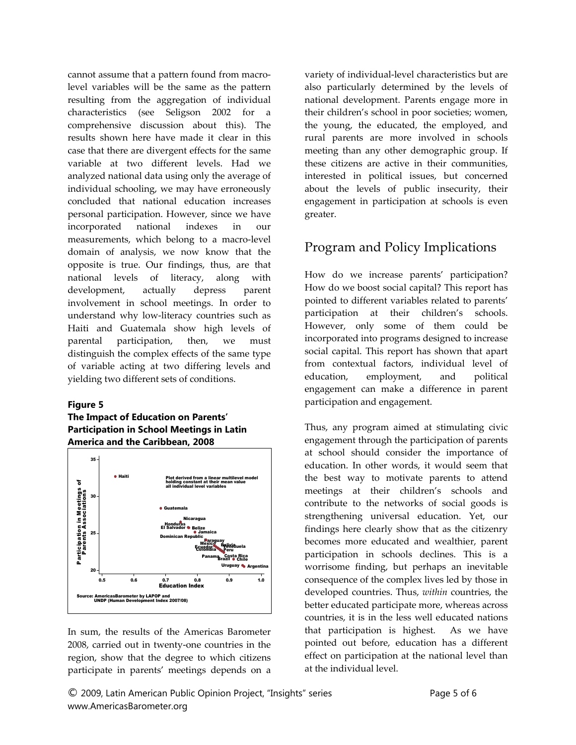cannot assume that a pattern found from macro-level variables will be the same as the pattern resulting from the aggregation of individual characteristics (see Seligson 2002 for a comprehensive discussion about this). The results shown here have made it clear in this case that there are divergent effects for the same variable at two different levels. Had we analyzed national data using only the average of individual schooling, we may have erroneously concluded that national education increases personal participation. However, since we have incorporated national indexes in our measurements, which belong to a macro-level domain of analysis, we now know that the opposite is true. Our findings, thus, are that national levels of literacy, along with development, actually depress parent involvement in school meetings. In order to understand why low-literacy countries such as Haiti and Guatemala show high levels of parental participation, then, we must distinguish the complex effects of the same type of variable acting at two differing levels and yielding two different sets of conditions.

**Figure 5**
**The Impact of Education on Parents' Participation in School Meetings in Latin America and the Caribbean, 2008**

Plot derived from a linear multilevel model holding constant at their mean value all individual level variables

Source: AmericasBarometer by LAPOP and UNDP (Human Development Index 2007/08)

In sum, the results of the Americas Barometer 2008, carried out in twenty-one countries in the region, show that the degree to which citizens participate in parents' meetings depends on a variety of individual-level characteristics but are also particularly determined by the levels of national development. Parents engage more in their children's school in poor societies; women, the young, the educated, the employed, and rural parents are more involved in schools meeting than any other demographic group. If these citizens are active in their communities, interested in political issues, but concerned about the levels of public insecurity, their engagement in participation at schools is even greater.

## Program and Policy Implications

How do we increase parents' participation? How do we boost social capital? This report has pointed to different variables related to parents' participation at their children's schools. However, only some of them could be incorporated into programs designed to increase social capital. This report has shown that apart from contextual factors, individual level of education, employment, and political engagement can make a difference in parent participation and engagement.

Thus, any program aimed at stimulating civic engagement through the participation of parents at school should consider the importance of education. In other words, it would seem that the best way to motivate parents to attend meetings at their children's schools and contribute to the networks of social goods is strengthening universal education. Yet, our findings here clearly show that as the citizenry becomes more educated and wealthier, parent participation in schools declines. This is a worrisome finding, but perhaps an inevitable consequence of the complex lives led by those in developed countries. Thus, *within* countries, the better educated participate more, whereas across countries, it is in the less well educated nations that participation is highest. As we have pointed out before, education has a different effect on participation at the national level than at the individual level.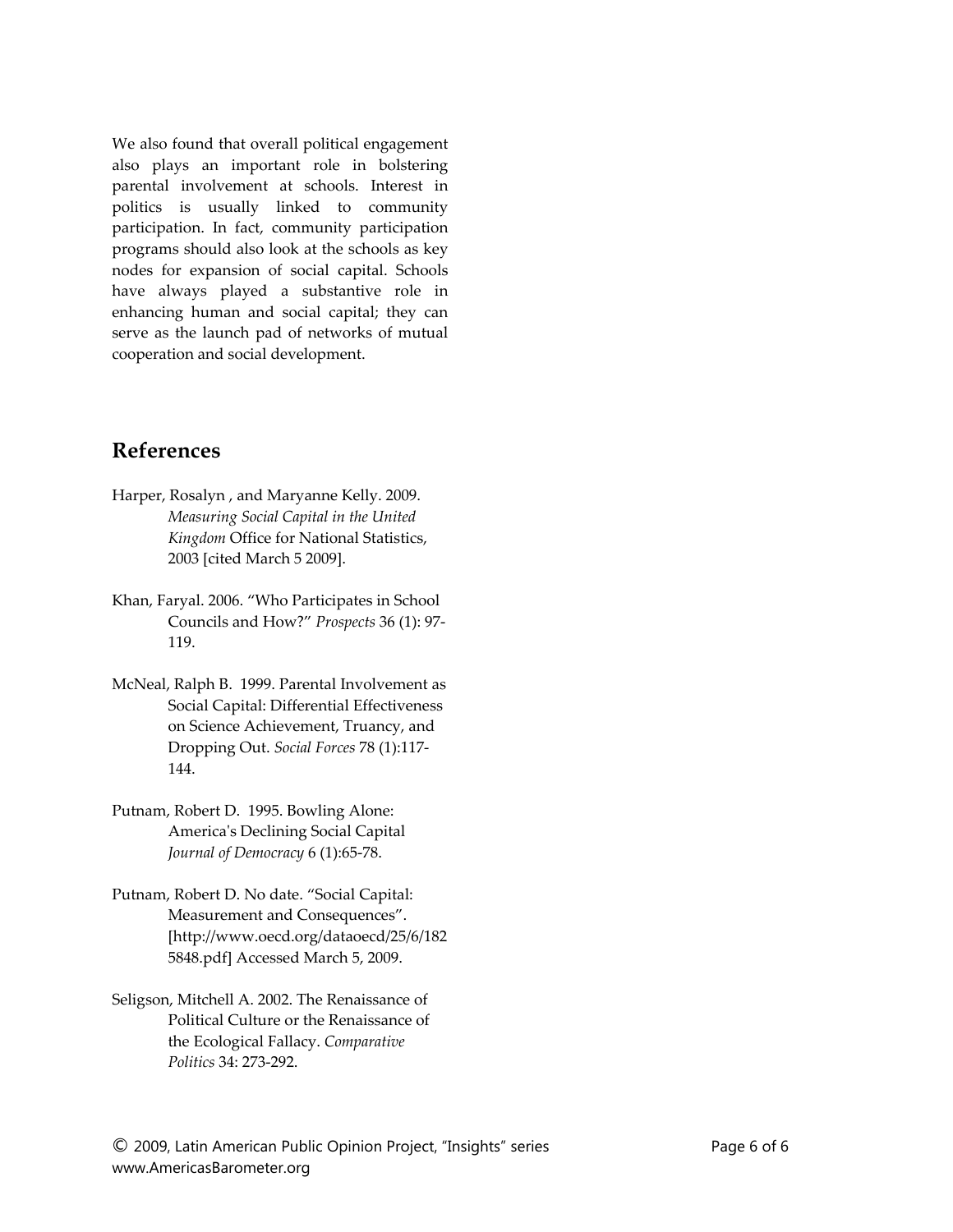We also found that overall political engagement also plays an important role in bolstering parental involvement at schools. Interest in politics is usually linked to community participation. In fact, community participation programs should also look at the schools as key nodes for expansion of social capital. Schools have always played a substantive role in enhancing human and social capital; they can serve as the launch pad of networks of mutual cooperation and social development.

## References

Harper, Rosalyn , and Maryanne Kelly. 2009. *Measuring Social Capital in the United Kingdom* Office for National Statistics, 2003 [cited March 5 2009].

Khan, Faryal. 2006. "Who Participates in School Councils and How?" *Prospects* 36 (1): 97-119.

McNeal, Ralph B. 1999. Parental Involvement as Social Capital: Differential Effectiveness on Science Achievement, Truancy, and Dropping Out. *Social Forces* 78 (1):117-144.

Putnam, Robert D. 1995. Bowling Alone: America's Declining Social Capital *Journal of Democracy* 6 (1):65-78.

Putnam, Robert D. No date. "Social Capital: Measurement and Consequences". [http://www.oecd.org/dataoecd/25/6/1825848.pdf] Accessed March 5, 2009.

Seligson, Mitchell A. 2002. The Renaissance of Political Culture or the Renaissance of the Ecological Fallacy. *Comparative Politics* 34: 273-292.

© 2009, Latin American Public Opinion Project, "Insights" series
www.AmericasBarometer.org